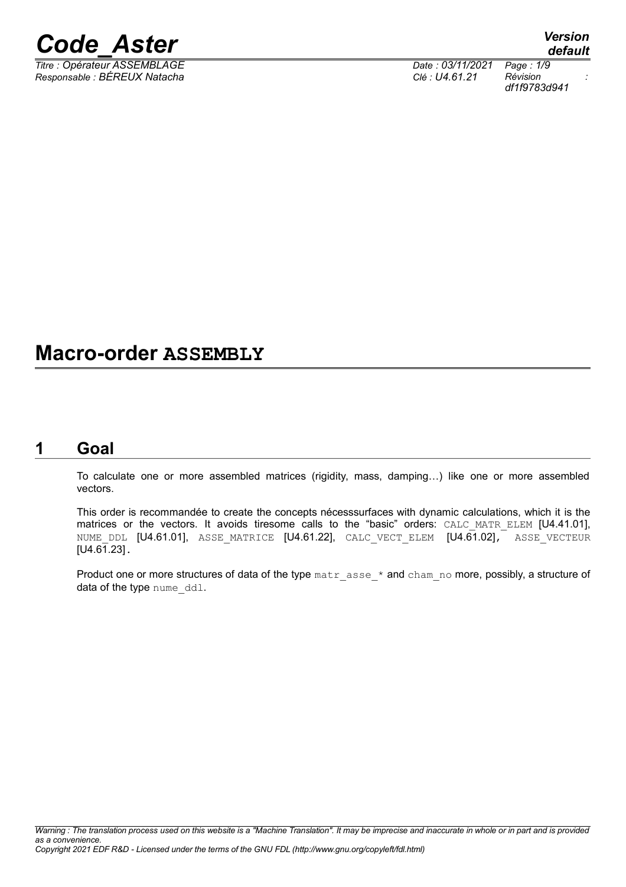# Macro-order ASSEMBLY

## 1 Goal

To calculate one or more assembled matrices (rigidity, mass, damping…) like one or more assembled vectors.

This order is recommandée to create the concepts nécesssurfaces with dynamic calculations, which it is the matrices or the vectors. It avoids tiresome calls to the "basic" orders: CALC_MATR_ELEM [U4.41.01], NUME_DDL [U4.61.01], ASSE_MATRICE [U4.61.22], CALC_VECT_ELEM [U4.61.02], ASSE_VECTEUR [U4.61.23].

Product one or more structures of data of the type matr_asse_* and cham_no more, possibly, a structure of data of the type nume_ddl.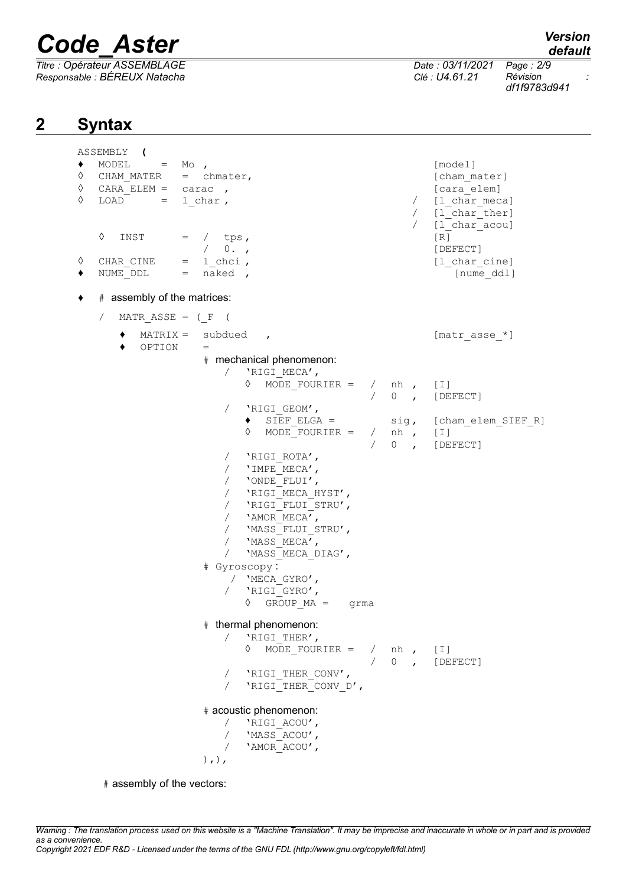## 2 Syntax

```
ASSEMBLY (
♦  MODEL      =  Mo ,                                        [model]
◊  CHAM_MATER  =  chmater,                                   [cham_mater]
◊  CARA_ELEM =  carac ,                                      [cara_elem]
◊  LOAD       =  l_char ,                                 /  [l_char_meca]
                                                          /  [l_char_ther]
                                                          /  [l_char_acou]
   ◊  INST      =  /  tps,                                   [R]
                   /  0. ,                                   [DEFECT]
◊  CHAR_CINE   =  l_chci ,                                   [l_char_cine]
♦  NUME_DDL    =  naked ,                                       [nume_ddl]

♦  # assembly of the matrices:

   /  MATR_ASSE = (_F  (

      ♦  MATRIX =  subdued   ,                               [matr_asse_*]
      ♦  OPTION    =
                     # mechanical phenomenon:
                        /  'RIGI_MECA',
                           ◊  MODE_FOURIER =  /  nh ,  [I]
                                              /  0  ,  [DEFECT]
                        /  'RIGI_GEOM',
                           ♦  SIEF_ELGA =         sig,  [cham_elem_SIEF_R]
                           ◊  MODE_FOURIER =  /  nh ,  [I]
                                              /  0  ,  [DEFECT]
                        /  'RIGI_ROTA',
                        /  'IMPE_MECA',
                        /  'ONDE_FLUI',
                        /  'RIGI_MECA_HYST',
                        /  'RIGI_FLUI_STRU',
                        /  'AMOR_MECA',
                        /  'MASS_FLUI_STRU',
                        /  'MASS_MECA',
                        /  'MASS_MECA_DIAG',
                     # Gyroscopy:
                        / 'MECA_GYRO',
                        /  'RIGI_GYRO',
                           ◊  GROUP_MA =   grma

                     # thermal phenomenon:
                        /  'RIGI_THER',
                           ◊  MODE_FOURIER =  /  nh ,  [I]
                                              /  0  ,  [DEFECT]
                        /  'RIGI_THER_CONV',
                        /  'RIGI_THER_CONV_D',

                     # acoustic phenomenon:
                        /  'RIGI_ACOU',
                        /  'MASS_ACOU',
                        /  'AMOR_ACOU',
                     ),),

   # assembly of the vectors:
```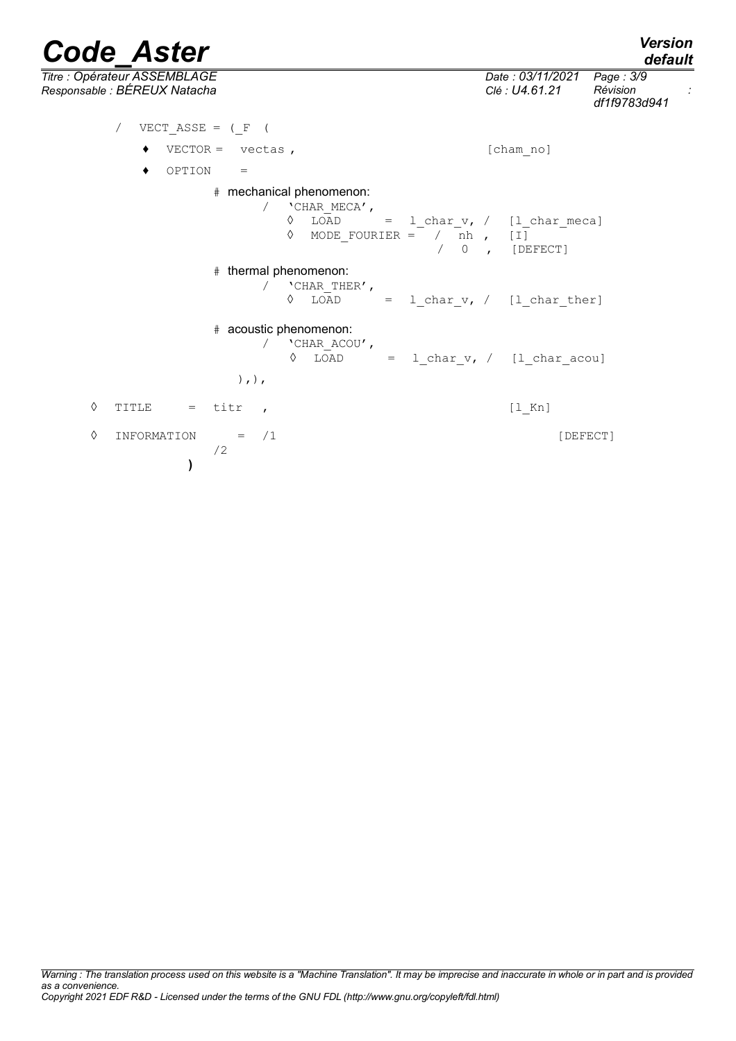```
/  VECT_ASSE = (_F  (
     ♦  VECTOR =  vectas ,                              [cham_no]
     ♦  OPTION    =
              # mechanical phenomenon:
                    /  'CHAR_MECA',
                       ◊  LOAD       =  l_char_v, /  [l_char_meca]
                       ◊  MODE_FOURIER =  /  nh ,    [I]
                                          /  0  ,    [DEFECT]
              # thermal phenomenon:
                    /  'CHAR_THER',
                       ◊  LOAD       =  l_char_v, /  [l_char_ther]
              # acoustic phenomenon:
                    /  'CHAR_ACOU',
                       ◊  LOAD       =  l_char_v, /  [l_char_acou]
                 ),),
◊  TITLE      =  titr  ,                                [l_Kn]
◊  INFORMATION     =  /1                                      [DEFECT]
                      /2
          )
```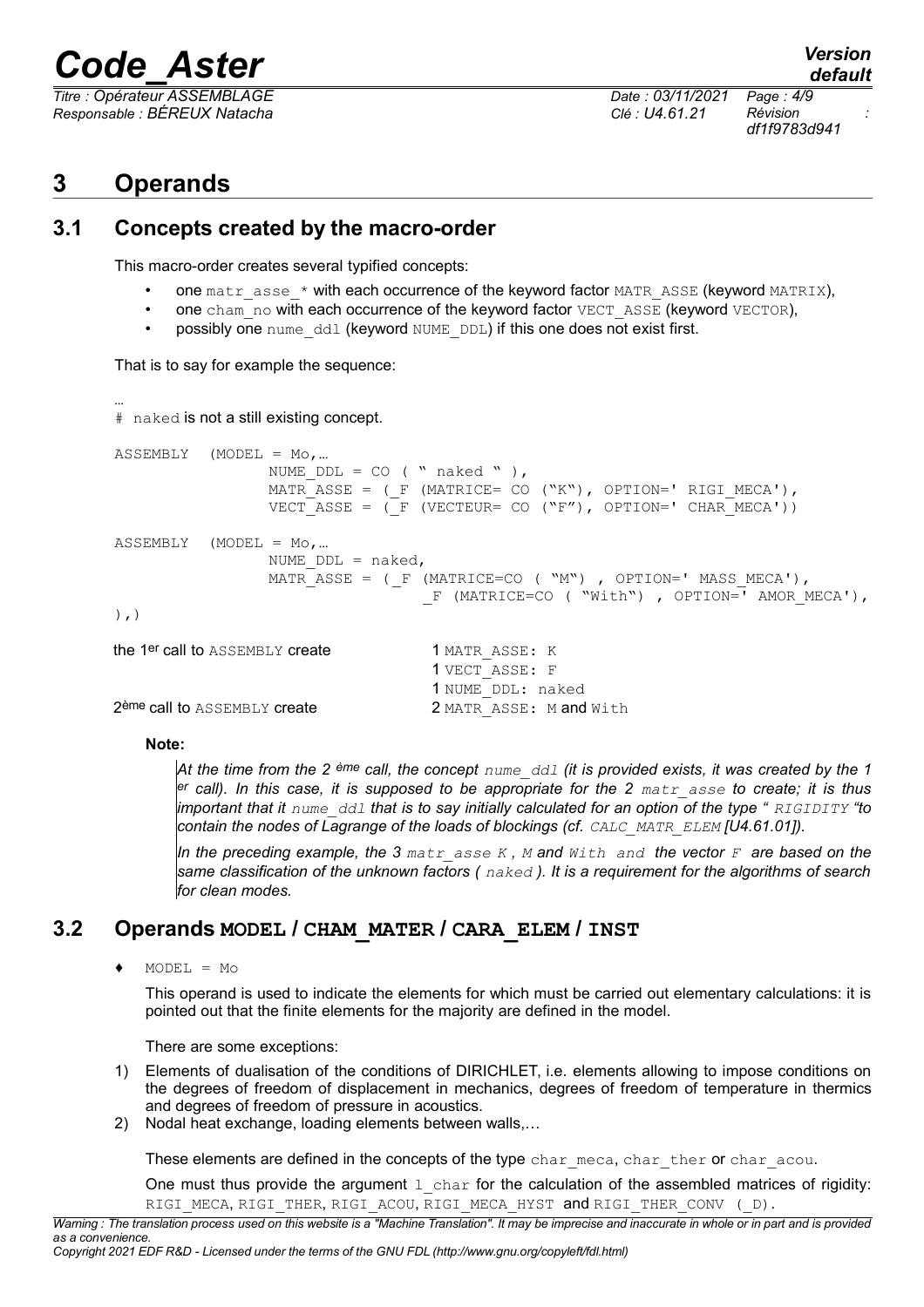# 3 Operands

## 3.1 Concepts created by the macro-order

This macro-order creates several typified concepts:

- one matr_asse_* with each occurrence of the keyword factor MATR_ASSE (keyword MATRIX),
- one cham_no with each occurrence of the keyword factor VECT_ASSE (keyword VECTOR),
- possibly one nume_ddl (keyword NUME_DDL) if this one does not exist first.

That is to say for example the sequence:

```
…
# naked is not a still existing concept.

ASSEMBLY  (MODEL = Mo,…
               NUME_DDL = CO ( " naked " ),
               MATR_ASSE = (_F (MATRICE= CO ("K"), OPTION=' RIGI_MECA'),
               VECT_ASSE = (_F (VECTEUR= CO ("F"), OPTION=' CHAR_MECA'))

ASSEMBLY  (MODEL = Mo,…
               NUME_DDL = naked,
               MATR_ASSE = (_F (MATRICE=CO ( "M") , OPTION=' MASS_MECA'),
                              _F (MATRICE=CO ( "With") , OPTION=' AMOR_MECA'),
),)
```

| | |
|---|---|
| the 1er call to ASSEMBLY create | 1 MATR_ASSE: K |
| | 1 VECT_ASSE: F |
| | 1 NUME_DDL: naked |
| 2ème call to ASSEMBLY create | 2 MATR_ASSE: M and With |

**Note:**

*At the time from the 2 ème call, the concept nume_ddl (it is provided exists, it was created by the 1 er call). In this case, it is supposed to be appropriate for the 2 matr_asse to create; it is thus important that it nume_ddl that is to say initially calculated for an option of the type " RIGIDITY "to contain the nodes of Lagrange of the loads of blockings (cf. CALC_MATR_ELEM [U4.61.01]).*

*In the preceding example, the 3 matr_asse K , M and With and the vector F are based on the same classification of the unknown factors ( naked ). It is a requirement for the algorithms of search for clean modes.*

## 3.2 Operands MODEL / CHAM_MATER / CARA_ELEM / INST

♦ MODEL = Mo

This operand is used to indicate the elements for which must be carried out elementary calculations: it is pointed out that the finite elements for the majority are defined in the model.

There are some exceptions:

1) Elements of dualisation of the conditions of DIRICHLET, i.e. elements allowing to impose conditions on the degrees of freedom of displacement in mechanics, degrees of freedom of temperature in thermics and degrees of freedom of pressure in acoustics.
2) Nodal heat exchange, loading elements between walls,…

These elements are defined in the concepts of the type char_meca, char_ther or char_acou.

One must thus provide the argument l_char for the calculation of the assembled matrices of rigidity: RIGI_MECA, RIGI_THER, RIGI_ACOU, RIGI_MECA_HYST and RIGI_THER_CONV (_D).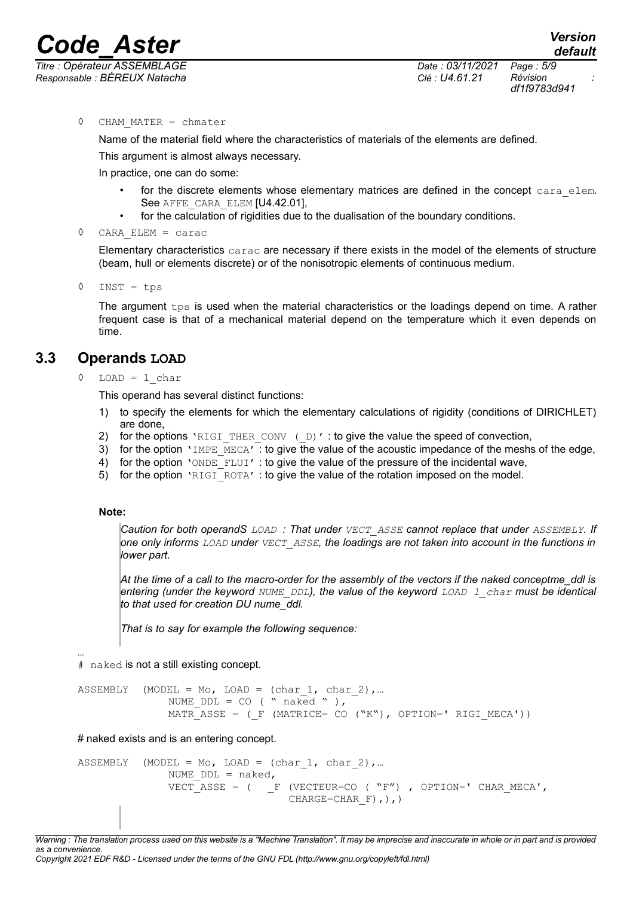◊ CHAM_MATER = chmater

Name of the material field where the characteristics of materials of the elements are defined.

This argument is almost always necessary.

In practice, one can do some:

- for the discrete elements whose elementary matrices are defined in the concept cara_elem. See AFFE_CARA_ELEM [U4.42.01],
- for the calculation of rigidities due to the dualisation of the boundary conditions.

◊ CARA_ELEM = carac

Elementary characteristics carac are necessary if there exists in the model of the elements of structure (beam, hull or elements discrete) or of the nonisotropic elements of continuous medium.

◊ INST = tps

The argument tps is used when the material characteristics or the loadings depend on time. A rather frequent case is that of a mechanical material depend on the temperature which it even depends on time.

## 3.3 Operands LOAD

◊ LOAD = l_char

This operand has several distinct functions:

1) to specify the elements for which the elementary calculations of rigidity (conditions of DIRICHLET) are done,
2) for the options 'RIGI_THER_CONV (_D)' : to give the value the speed of convection,
3) for the option 'IMPE_MECA' : to give the value of the acoustic impedance of the meshs of the edge,
4) for the option 'ONDE_FLUI' : to give the value of the pressure of the incidental wave,
5) for the option 'RIGI_ROTA' : to give the value of the rotation imposed on the model.

**Note:**

*Caution for both operandS LOAD : That under VECT_ASSE cannot replace that under ASSEMBLY. If one only informs LOAD under VECT_ASSE, the loadings are not taken into account in the functions in lower part.*

*At the time of a call to the macro-order for the assembly of the vectors if the naked conceptme_ddl is entering (under the keyword NUME_DDL), the value of the keyword LOAD l_char must be identical to that used for creation DU nume_ddl.*

*That is to say for example the following sequence:*

…

\# naked is not a still existing concept.

```
ASSEMBLY  (MODEL = Mo, LOAD = (char_1, char_2),…
            NUME_DDL = CO ( " naked " ),
            MATR_ASSE = (_F (MATRICE= CO ("K"), OPTION=' RIGI_MECA'))
```

\# naked exists and is an entering concept.

```
ASSEMBLY  (MODEL = Mo, LOAD = (char_1, char_2),…
            NUME_DDL = naked,
            VECT_ASSE = (  _F (VECTEUR=CO ( "F") , OPTION=' CHAR_MECA',
                              CHARGE=CHAR_F),),)
```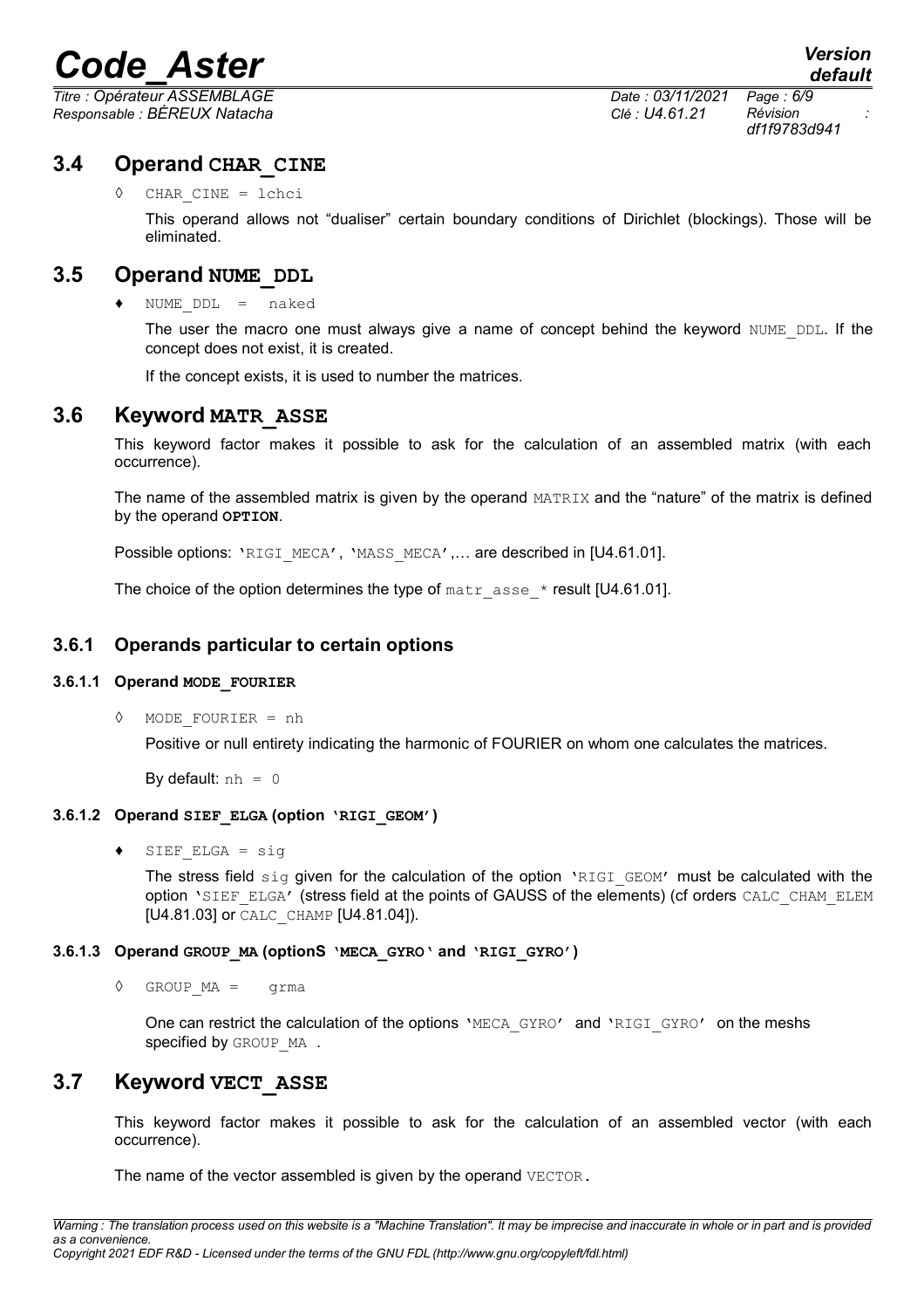## 3.4 Operand **CHAR_CINE**

◊ CHAR_CINE = lchci

This operand allows not "dualiser" certain boundary conditions of Dirichlet (blockings). Those will be eliminated.

## 3.5 Operand **NUME_DDL**

♦ NUME_DDL = naked

The user the macro one must always give a name of concept behind the keyword NUME_DDL. If the concept does not exist, it is created.

If the concept exists, it is used to number the matrices.

## 3.6 Keyword **MATR_ASSE**

This keyword factor makes it possible to ask for the calculation of an assembled matrix (with each occurrence).

The name of the assembled matrix is given by the operand MATRIX and the "nature" of the matrix is defined by the operand **OPTION**.

Possible options: 'RIGI_MECA', 'MASS_MECA',… are described in [U4.61.01].

The choice of the option determines the type of matr_asse_* result [U4.61.01].

### 3.6.1 Operands particular to certain options

#### 3.6.1.1 Operand **MODE_FOURIER**

◊ MODE_FOURIER = nh

Positive or null entirety indicating the harmonic of FOURIER on whom one calculates the matrices.

By default: nh = 0

#### 3.6.1.2 Operand **SIEF_ELGA** (option **'RIGI_GEOM'**)

♦ SIEF_ELGA = sig

The stress field sig given for the calculation of the option 'RIGI_GEOM' must be calculated with the option 'SIEF_ELGA' (stress field at the points of GAUSS of the elements) (cf orders CALC_CHAM_ELEM [U4.81.03] or CALC_CHAMP [U4.81.04]).

#### 3.6.1.3 Operand **GROUP_MA** (optionS **'MECA_GYRO'** and **'RIGI_GYRO'**)

◊ GROUP_MA = grma

One can restrict the calculation of the options 'MECA_GYRO' and 'RIGI_GYRO' on the meshs specified by GROUP_MA .

## 3.7 Keyword **VECT_ASSE**

This keyword factor makes it possible to ask for the calculation of an assembled vector (with each occurrence).

The name of the vector assembled is given by the operand VECTOR.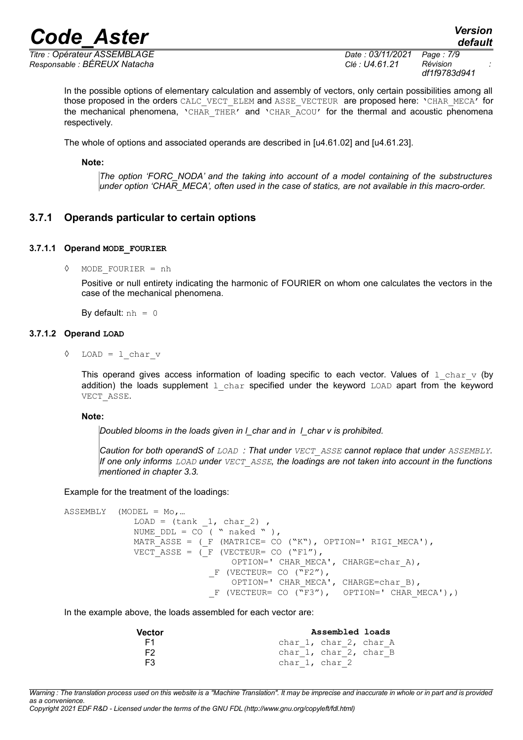In the possible options of elementary calculation and assembly of vectors, only certain possibilities among all those proposed in the orders `CALC_VECT_ELEM` and `ASSE_VECTEUR` are proposed here: 'CHAR_MECA' for the mechanical phenomena, 'CHAR_THER' and 'CHAR_ACOU' for the thermal and acoustic phenomena respectively.

The whole of options and associated operands are described in [u4.61.02] and [u4.61.23].

**Note:**

*The option 'FORC_NODA' and the taking into account of a model containing of the substructures under option 'CHAR_MECA', often used in the case of statics, are not available in this macro-order.*

### 3.7.1 Operands particular to certain options

#### 3.7.1.1 Operand MODE_FOURIER

◊ `MODE_FOURIER = nh`

Positive or null entirety indicating the harmonic of FOURIER on whom one calculates the vectors in the case of the mechanical phenomena.

By default: `nh = 0`

#### 3.7.1.2 Operand LOAD

◊ `LOAD = l_char_v`

This operand gives access information of loading specific to each vector. Values of `l_char_v` (by addition) the loads supplement `l_char` specified under the keyword `LOAD` apart from the keyword `VECT_ASSE`.

**Note:**

*Doubled blooms in the loads given in l_char and in l_char v is prohibited.*

*Caution for both operandS of `LOAD` : That under `VECT_ASSE` cannot replace that under `ASSEMBLY`. If one only informs `LOAD` under `VECT_ASSE`, the loadings are not taken into account in the functions mentioned in chapter 3.3.*

Example for the treatment of the loadings:

```
ASSEMBLY  (MODEL = Mo,…
           LOAD = (tank _1, char_2) ,
           NUME_DDL = CO ( " naked " ),
           MATR_ASSE = (_F (MATRICE= CO ("K"), OPTION=' RIGI_MECA'),
           VECT_ASSE = (_F (VECTEUR= CO ("F1"),
                            OPTION=' CHAR_MECA', CHARGE=char_A),
                        _F (VECTEUR= CO ("F2"),
                            OPTION=' CHAR_MECA', CHARGE=char_B),
                        _F (VECTEUR= CO ("F3"),   OPTION=' CHAR_MECA'),)
```

In the example above, the loads assembled for each vector are:

| Vector | Assembled loads |
|---|---|
| F1 | char_1, char_2, char_A |
| F2 | char_1, char_2, char_B |
| F3 | char_1, char_2 |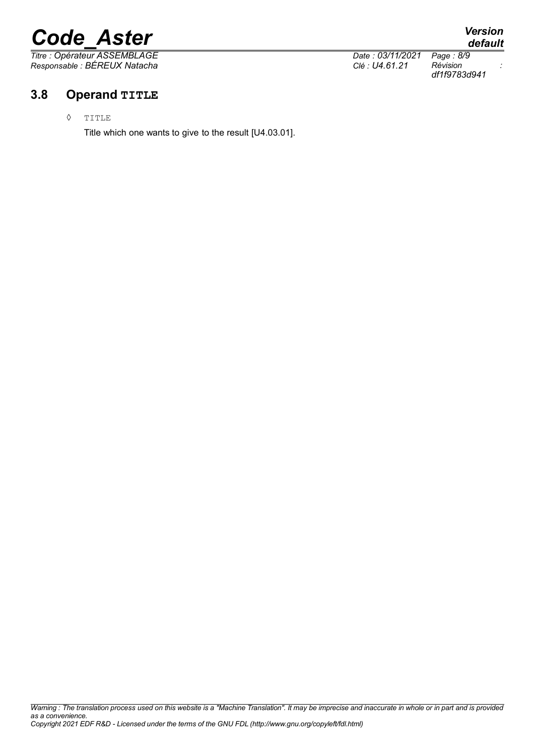### 3.8 Operand TITLE

◊ TITLE

Title which one wants to give to the result [U4.03.01].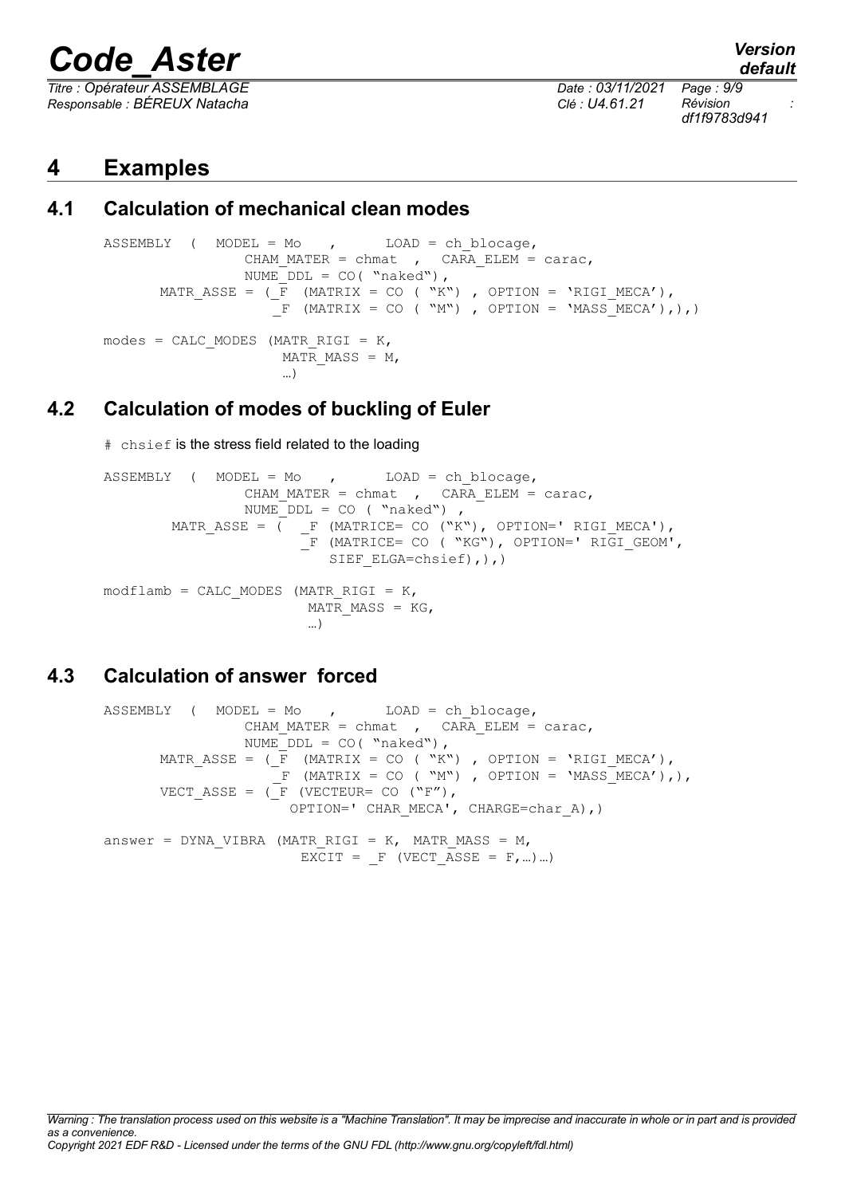# 4 Examples

## 4.1 Calculation of mechanical clean modes

```
ASSEMBLY  (  MODEL = Mo    ,      LOAD = ch_blocage,
                CHAM_MATER = chmat  ,  CARA_ELEM = carac,
                NUME_DDL = CO( "naked"),
        MATR_ASSE = (_F  (MATRIX = CO ( "K") , OPTION = 'RIGI_MECA'),
                    _F  (MATRIX = CO ( "M") , OPTION = 'MASS_MECA'),),)

modes = CALC_MODES (MATR_RIGI = K,
                    MATR_MASS = M,
                    …)
```

## 4.2 Calculation of modes of buckling of Euler

# chsief is the stress field related to the loading

```
ASSEMBLY  (  MODEL = Mo    ,      LOAD = ch_blocage,
                CHAM_MATER = chmat  ,  CARA_ELEM = carac,
                NUME_DDL = CO ( "naked") ,
        MATR_ASSE = (  _F (MATRICE= CO ("K"), OPTION=' RIGI_MECA'),
                       _F (MATRICE= CO ( "KG"), OPTION=' RIGI_GEOM',
                           SIEF_ELGA=chsief),),)

modflamb = CALC_MODES (MATR_RIGI = K,
                       MATR_MASS = KG,
                       …)
```

## 4.3 Calculation of answer forced

```
ASSEMBLY  (  MODEL = Mo    ,      LOAD = ch_blocage,
                CHAM_MATER = chmat  ,  CARA_ELEM = carac,
                NUME_DDL = CO( "naked"),
        MATR_ASSE = (_F  (MATRIX = CO ( "K") , OPTION = 'RIGI_MECA'),
                    _F  (MATRIX = CO ( "M") , OPTION = 'MASS_MECA'),),
        VECT_ASSE = (_F (VECTEUR= CO ("F"),
                        OPTION=' CHAR_MECA', CHARGE=char_A),)

answer = DYNA_VIBRA (MATR_RIGI = K, MATR_MASS = M,
                     EXCIT = _F (VECT_ASSE = F,…)…)
```